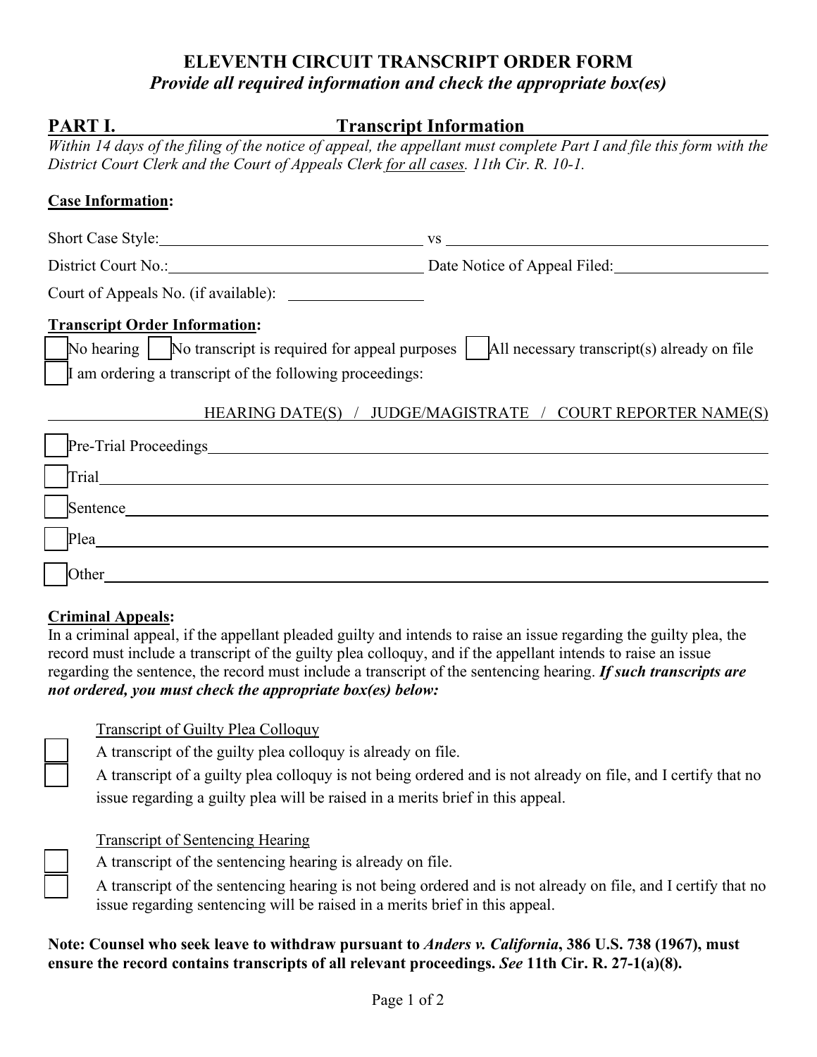# ELEVENTH CIRCUIT TRANSCRIPT ORDER FORM

***Provide all required information and check the appropriate box(es)***

## PART I. Transcript Information

*Within 14 days of the filing of the notice of appeal, the appellant must complete Part I and file this form with the District Court Clerk and the Court of Appeals Clerk* ***for all cases****. 11th Cir. R. 10-1.*

**Case Information:**

Short Case Style: ______________________ vs ______________________

District Court No.: ______________________ Date Notice of Appeal Filed: ______________

Court of Appeals No. (if available): ______________

**Transcript Order Information:**

☐ No hearing ☐ No transcript is required for appeal purposes ☐ All necessary transcript(s) already on file

☐ I am ordering a transcript of the following proceedings:

HEARING DATE(S) / JUDGE/MAGISTRATE / COURT REPORTER NAME(S)

☐ Pre-Trial Proceedings ______________________

☐ Trial ______________________

☐ Sentence ______________________

☐ Plea ______________________

☐ Other ______________________

**Criminal Appeals:**

In a criminal appeal, if the appellant pleaded guilty and intends to raise an issue regarding the guilty plea, the record must include a transcript of the guilty plea colloquy, and if the appellant intends to raise an issue regarding the sentence, the record must include a transcript of the sentencing hearing. ***If such transcripts are not ordered, you must check the appropriate box(es) below:***

Transcript of Guilty Plea Colloquy

☐ A transcript of the guilty plea colloquy is already on file.

☐ A transcript of a guilty plea colloquy is not being ordered and is not already on file, and I certify that no issue regarding a guilty plea will be raised in a merits brief in this appeal.

Transcript of Sentencing Hearing

☐ A transcript of the sentencing hearing is already on file.

☐ A transcript of the sentencing hearing is not being ordered and is not already on file, and I certify that no issue regarding sentencing will be raised in a merits brief in this appeal.

**Note: Counsel who seek leave to withdraw pursuant to *Anders v. California*, 386 U.S. 738 (1967), must ensure the record contains transcripts of all relevant proceedings. *See* 11th Cir. R. 27-1(a)(8).**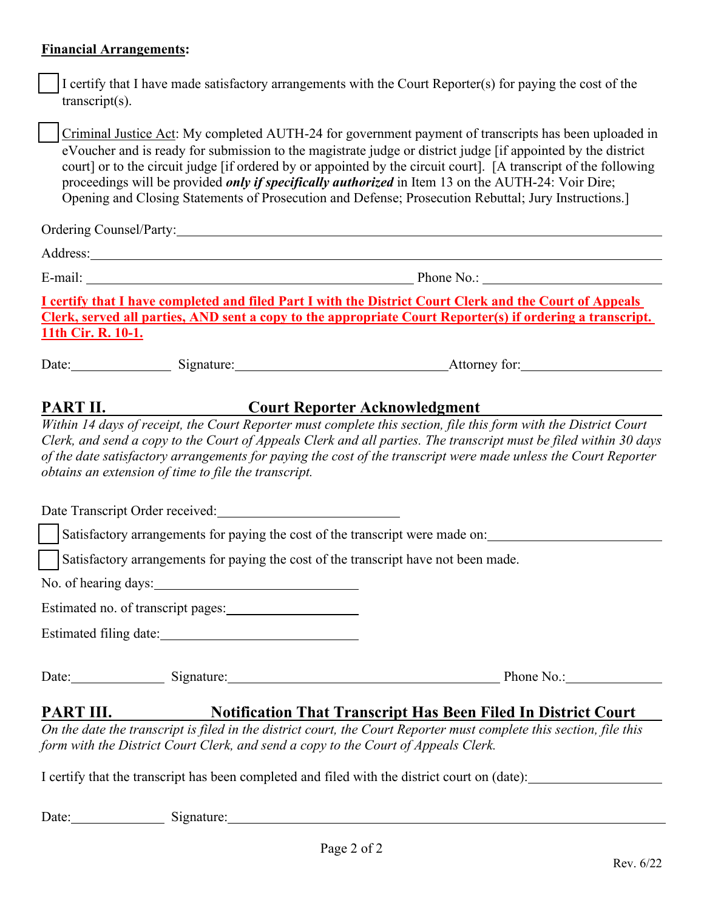**<u>Financial Arrangements</u>:**

☐ I certify that I have made satisfactory arrangements with the Court Reporter(s) for paying the cost of the transcript(s).

☐ <u>Criminal Justice Act</u>: My completed AUTH-24 for government payment of transcripts has been uploaded in eVoucher and is ready for submission to the magistrate judge or district judge [if appointed by the district court] or to the circuit judge [if ordered by or appointed by the circuit court]. [A transcript of the following proceedings will be provided ***only if specifically authorized*** in Item 13 on the AUTH-24: Voir Dire; Opening and Closing Statements of Prosecution and Defense; Prosecution Rebuttal; Jury Instructions.]

Ordering Counsel/Party: ______________________________

Address: ______________________________

E-mail: ______________________________ Phone No.: ______________

**<u>I certify that I have completed and filed Part I with the District Court Clerk and the Court of Appeals Clerk, served all parties, AND sent a copy to the appropriate Court Reporter(s) if ordering a transcript. 11th Cir. R. 10-1.</u>**

Date: ____________ Signature: ______________________ Attorney for: ______________

## PART II. Court Reporter Acknowledgment

*Within 14 days of receipt, the Court Reporter must complete this section, file this form with the District Court Clerk, and send a copy to the Court of Appeals Clerk and all parties. The transcript must be filed within 30 days of the date satisfactory arrangements for paying the cost of the transcript were made unless the Court Reporter obtains an extension of time to file the transcript.*

Date Transcript Order received: ______________________

☐ Satisfactory arrangements for paying the cost of the transcript were made on: ______________

☐ Satisfactory arrangements for paying the cost of the transcript have not been made.

No. of hearing days: ______________________

Estimated no. of transcript pages: ______________

Estimated filing date: ______________________

Date: ____________ Signature: ______________________________ Phone No.: ______________

## PART III. Notification That Transcript Has Been Filed In District Court

*On the date the transcript is filed in the district court, the Court Reporter must complete this section, file this form with the District Court Clerk, and send a copy to the Court of Appeals Clerk.*

I certify that the transcript has been completed and filed with the district court on (date): ______________

Date: ____________ Signature: ______________________________

Rev. 6/22